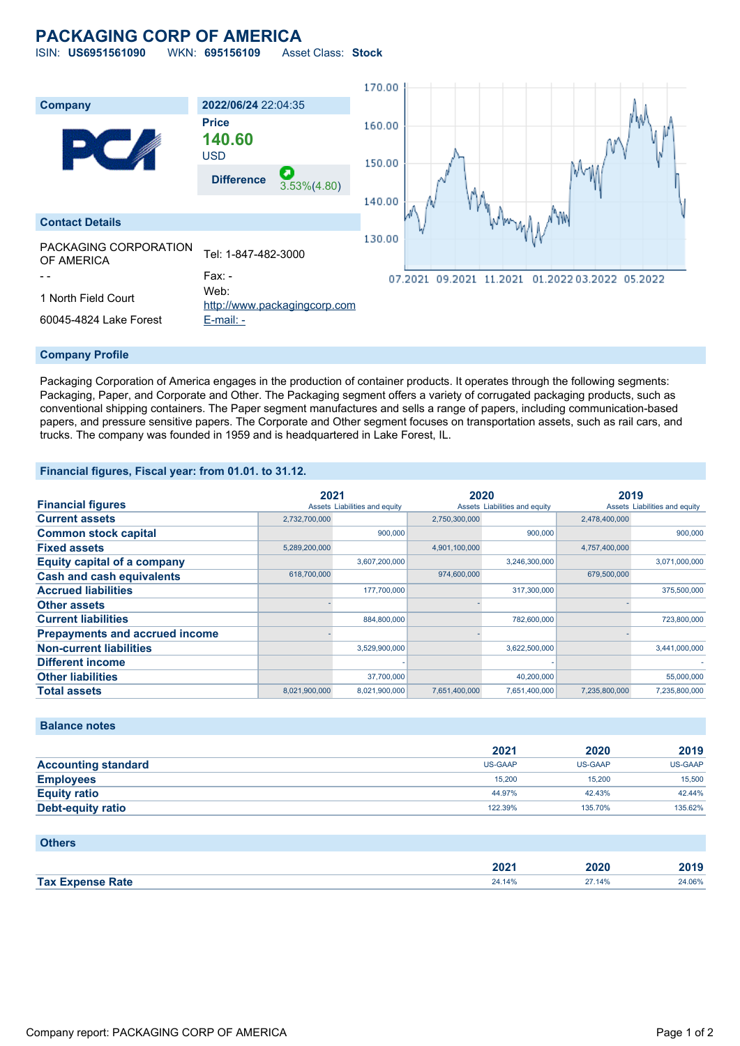# PACKAGING CORP OF AMERICA

ISIN: **US6951561090** WKN: **695156109** Asset Class: **Stock**

| Company | 2022/06/24 22:04:35 |
|---|---|
| | **Price** |
| | **140.60** |
| | USD |
| | **Difference** 3.53%(4.80) |

## Contact Details

| | |
|---|---|
| PACKAGING CORPORATION OF AMERICA | Tel: 1-847-482-3000 |
| - - | Fax: - |
| 1 North Field Court | Web: http://www.packagingcorp.com |
| 60045-4824 Lake Forest | E-mail: - |

## Company Profile

Packaging Corporation of America engages in the production of container products. It operates through the following segments: Packaging, Paper, and Corporate and Other. The Packaging segment offers a variety of corrugated packaging products, such as conventional shipping containers. The Paper segment manufactures and sells a range of papers, including communication-based papers, and pressure sensitive papers. The Corporate and Other segment focuses on transportation assets, such as rail cars, and trucks. The company was founded in 1959 and is headquartered in Lake Forest, IL.

## Financial figures, Fiscal year: from 01.01. to 31.12.

| Financial figures | 2021 | | 2020 | | 2019 | |
|---|---|---|---|---|---|---|
| | Assets | Liabilities and equity | Assets | Liabilities and equity | Assets | Liabilities and equity |
| **Current assets** | 2,732,700,000 | | 2,750,300,000 | | 2,478,400,000 | |
| **Common stock capital** | | 900,000 | | 900,000 | | 900,000 |
| **Fixed assets** | 5,289,200,000 | | 4,901,100,000 | | 4,757,400,000 | |
| **Equity capital of a company** | | 3,607,200,000 | | 3,246,300,000 | | 3,071,000,000 |
| **Cash and cash equivalents** | 618,700,000 | | 974,600,000 | | 679,500,000 | |
| **Accrued liabilities** | | 177,700,000 | | 317,300,000 | | 375,500,000 |
| **Other assets** | - | | - | | - | |
| **Current liabilities** | | 884,800,000 | | 782,600,000 | | 723,800,000 |
| **Prepayments and accrued income** | - | | - | | - | |
| **Non-current liabilities** | | 3,529,900,000 | | 3,622,500,000 | | 3,441,000,000 |
| **Different income** | | - | | - | | - |
| **Other liabilities** | | 37,700,000 | | 40,200,000 | | 55,000,000 |
| **Total assets** | 8,021,900,000 | 8,021,900,000 | 7,651,400,000 | 7,651,400,000 | 7,235,800,000 | 7,235,800,000 |

## Balance notes

| | 2021 | 2020 | 2019 |
|---|---|---|---|
| **Accounting standard** | US-GAAP | US-GAAP | US-GAAP |
| **Employees** | 15,200 | 15,200 | 15,500 |
| **Equity ratio** | 44.97% | 42.43% | 42.44% |
| **Debt-equity ratio** | 122.39% | 135.70% | 135.62% |

## Others

| | 2021 | 2020 | 2019 |
|---|---|---|---|
| **Tax Expense Rate** | 24.14% | 27.14% | 24.06% |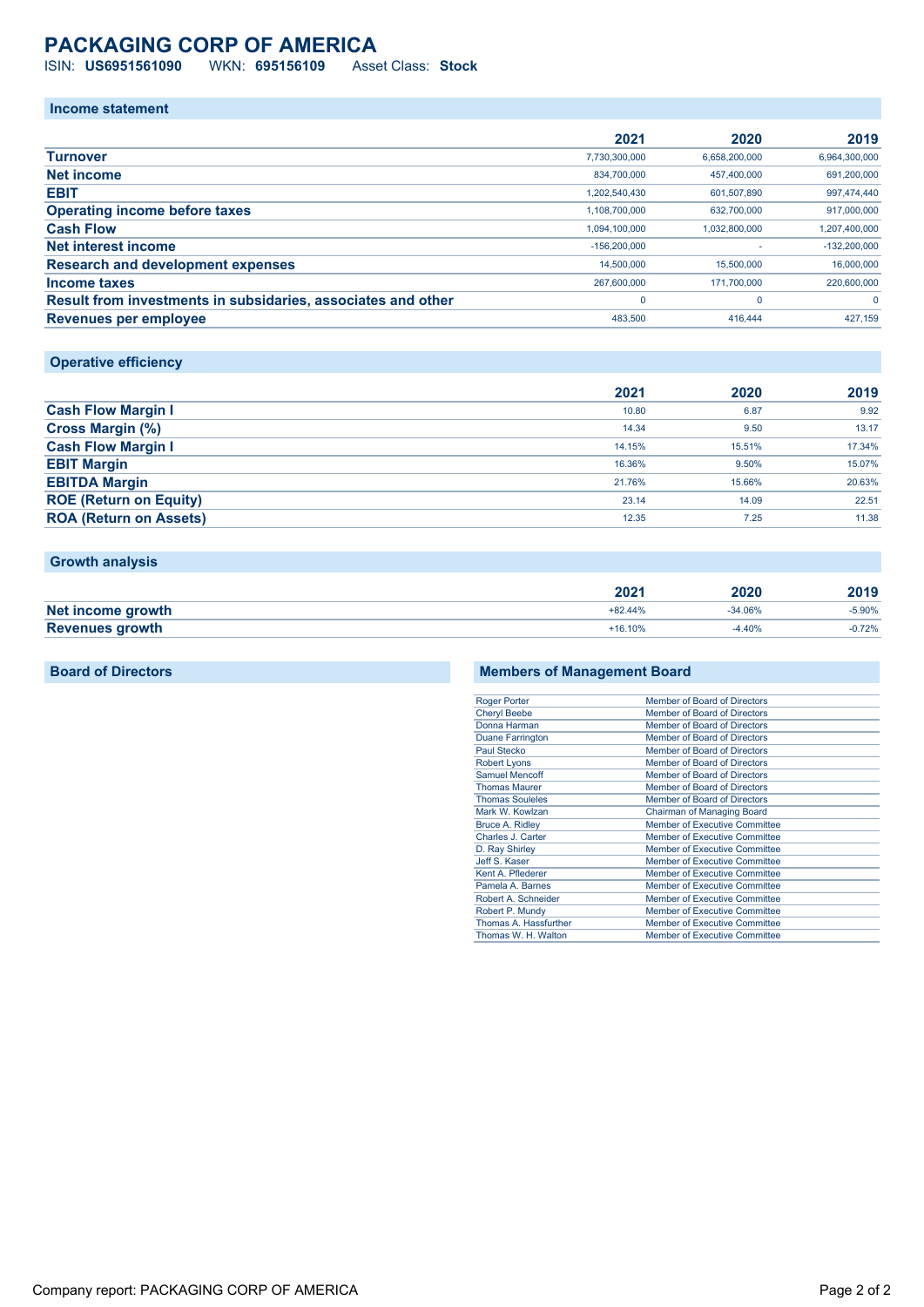# PACKAGING CORP OF AMERICA

ISIN: **US6951561090** WKN: **695156109** Asset Class: **Stock**

## Income statement

| | 2021 | 2020 | 2019 |
|---|---|---|---|
| **Turnover** | 7,730,300,000 | 6,658,200,000 | 6,964,300,000 |
| **Net income** | 834,700,000 | 457,400,000 | 691,200,000 |
| **EBIT** | 1,202,540,430 | 601,507,890 | 997,474,440 |
| **Operating income before taxes** | 1,108,700,000 | 632,700,000 | 917,000,000 |
| **Cash Flow** | 1,094,100,000 | 1,032,800,000 | 1,207,400,000 |
| **Net interest income** | -156,200,000 | - | -132,200,000 |
| **Research and development expenses** | 14,500,000 | 15,500,000 | 16,000,000 |
| **Income taxes** | 267,600,000 | 171,700,000 | 220,600,000 |
| **Result from investments in subsidaries, associates and other** | 0 | 0 | 0 |
| **Revenues per employee** | 483,500 | 416,444 | 427,159 |

## Operative efficiency

| | 2021 | 2020 | 2019 |
|---|---|---|---|
| **Cash Flow Margin I** | 10.80 | 6.87 | 9.92 |
| **Cross Margin (%)** | 14.34 | 9.50 | 13.17 |
| **Cash Flow Margin I** | 14.15% | 15.51% | 17.34% |
| **EBIT Margin** | 16.36% | 9.50% | 15.07% |
| **EBITDA Margin** | 21.76% | 15.66% | 20.63% |
| **ROE (Return on Equity)** | 23.14 | 14.09 | 22.51 |
| **ROA (Return on Assets)** | 12.35 | 7.25 | 11.38 |

## Growth analysis

| | 2021 | 2020 | 2019 |
|---|---|---|---|
| **Net income growth** | +82.44% | -34.06% | -5.90% |
| **Revenues growth** | +16.10% | -4.40% | -0.72% |

## Board of Directors

## Members of Management Board

| | |
|---|---|
| Roger Porter | Member of Board of Directors |
| Cheryl Beebe | Member of Board of Directors |
| Donna Harman | Member of Board of Directors |
| Duane Farrington | Member of Board of Directors |
| Paul Stecko | Member of Board of Directors |
| Robert Lyons | Member of Board of Directors |
| Samuel Mencoff | Member of Board of Directors |
| Thomas Maurer | Member of Board of Directors |
| Thomas Souleles | Member of Board of Directors |
| Mark W. Kowlzan | Chairman of Managing Board |
| Bruce A. Ridley | Member of Executive Committee |
| Charles J. Carter | Member of Executive Committee |
| D. Ray Shirley | Member of Executive Committee |
| Jeff S. Kaser | Member of Executive Committee |
| Kent A. Pflederer | Member of Executive Committee |
| Pamela A. Barnes | Member of Executive Committee |
| Robert A. Schneider | Member of Executive Committee |
| Robert P. Mundy | Member of Executive Committee |
| Thomas A. Hassfurther | Member of Executive Committee |
| Thomas W. H. Walton | Member of Executive Committee |